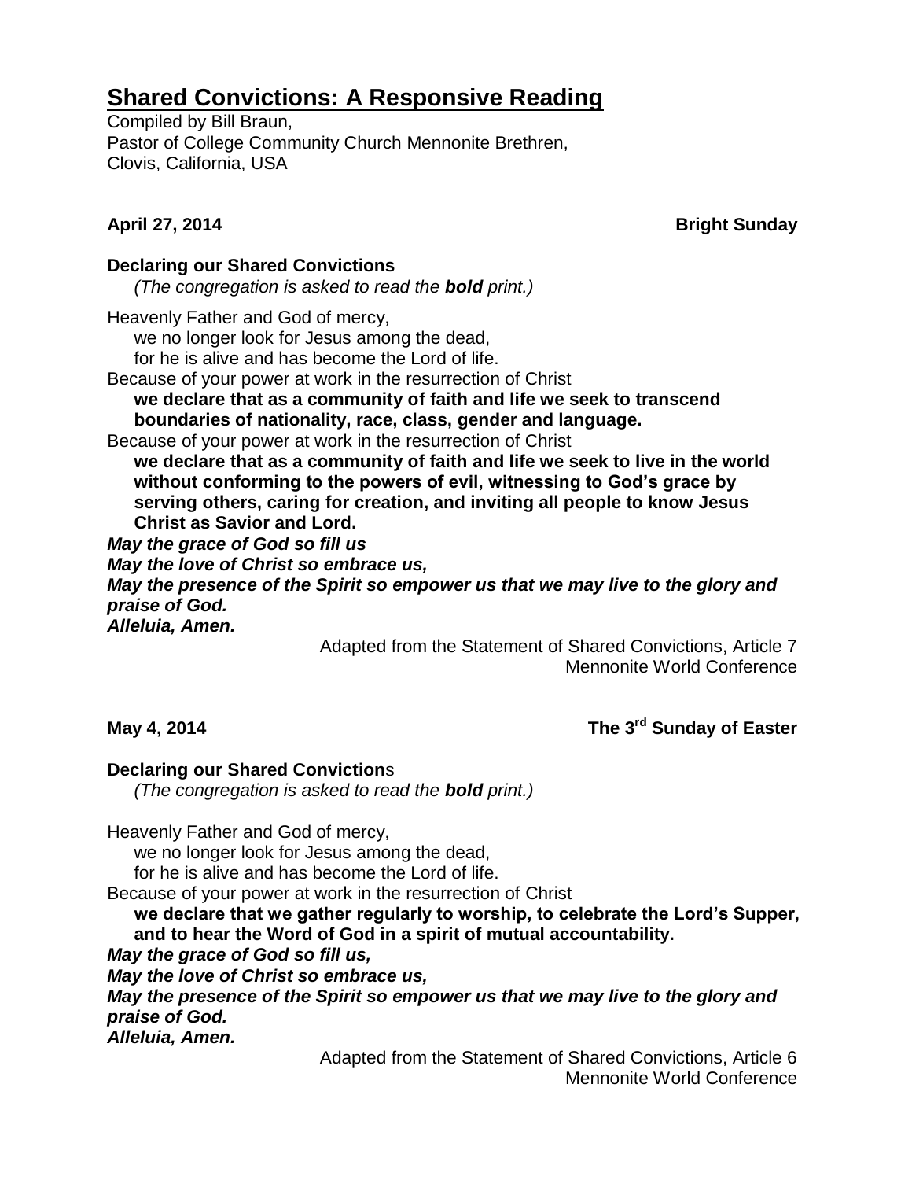# Shared Convictions: A Responsive Reading

Compiled by Bill Braun,
Pastor of College Community Church Mennonite Brethren,
Clovis, California, USA

**April 27, 2014** **Bright Sunday**

**Declaring our Shared Convictions**

*(The congregation is asked to read the* ***bold*** *print.)*

Heavenly Father and God of mercy,
we no longer look for Jesus among the dead,
for he is alive and has become the Lord of life.
Because of your power at work in the resurrection of Christ
**we declare that as a community of faith and life we seek to transcend boundaries of nationality, race, class, gender and language.**
Because of your power at work in the resurrection of Christ
**we declare that as a community of faith and life we seek to live in the world without conforming to the powers of evil, witnessing to God's grace by serving others, caring for creation, and inviting all people to know Jesus Christ as Savior and Lord.**
***May the grace of God so fill us***
***May the love of Christ so embrace us,***
***May the presence of the Spirit so empower us that we may live to the glory and praise of God.***
***Alleluia, Amen.***

Adapted from the Statement of Shared Convictions, Article 7
Mennonite World Conference

**May 4, 2014** **The 3rd Sunday of Easter**

**Declaring our Shared Conviction**s

*(The congregation is asked to read the* ***bold*** *print.)*

Heavenly Father and God of mercy,
we no longer look for Jesus among the dead,
for he is alive and has become the Lord of life.
Because of your power at work in the resurrection of Christ
**we declare that we gather regularly to worship, to celebrate the Lord's Supper, and to hear the Word of God in a spirit of mutual accountability.**
***May the grace of God so fill us,***
***May the love of Christ so embrace us,***
***May the presence of the Spirit so empower us that we may live to the glory and praise of God.***
***Alleluia, Amen.***

Adapted from the Statement of Shared Convictions, Article 6
Mennonite World Conference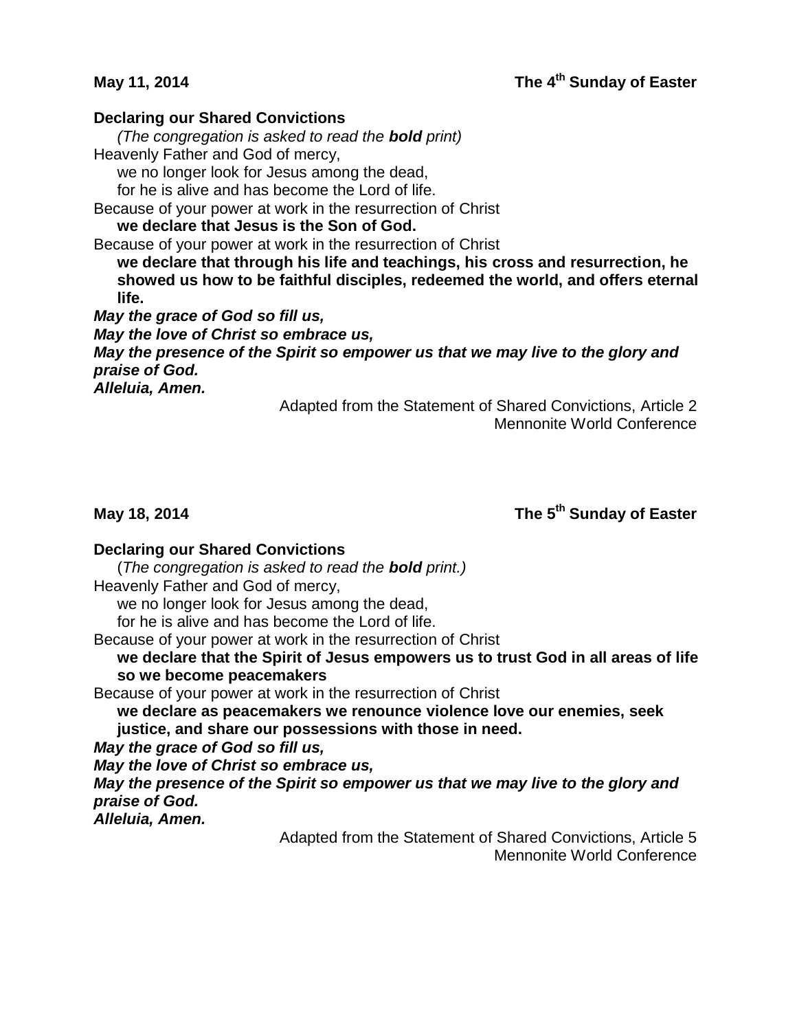**May 11, 2014** **The 4th Sunday of Easter**

**Declaring our Shared Convictions**

*(The congregation is asked to read the* ***bold*** *print)*

Heavenly Father and God of mercy,
we no longer look for Jesus among the dead,
for he is alive and has become the Lord of life.

Because of your power at work in the resurrection of Christ
**we declare that Jesus is the Son of God.**

Because of your power at work in the resurrection of Christ
**we declare that through his life and teachings, his cross and resurrection, he showed us how to be faithful disciples, redeemed the world, and offers eternal life.**

***May the grace of God so fill us,***
***May the love of Christ so embrace us,***
***May the presence of the Spirit so empower us that we may live to the glory and praise of God.***
***Alleluia, Amen.***

Adapted from the Statement of Shared Convictions, Article 2
Mennonite World Conference

**May 18, 2014** **The 5th Sunday of Easter**

**Declaring our Shared Convictions**

(*The congregation is asked to read the* ***bold*** *print.)*

Heavenly Father and God of mercy,
we no longer look for Jesus among the dead,
for he is alive and has become the Lord of life.

Because of your power at work in the resurrection of Christ
**we declare that the Spirit of Jesus empowers us to trust God in all areas of life so we become peacemakers**

Because of your power at work in the resurrection of Christ
**we declare as peacemakers we renounce violence love our enemies, seek justice, and share our possessions with those in need.**

***May the grace of God so fill us,***
***May the love of Christ so embrace us,***
***May the presence of the Spirit so empower us that we may live to the glory and praise of God.***
***Alleluia, Amen.***

Adapted from the Statement of Shared Convictions, Article 5
Mennonite World Conference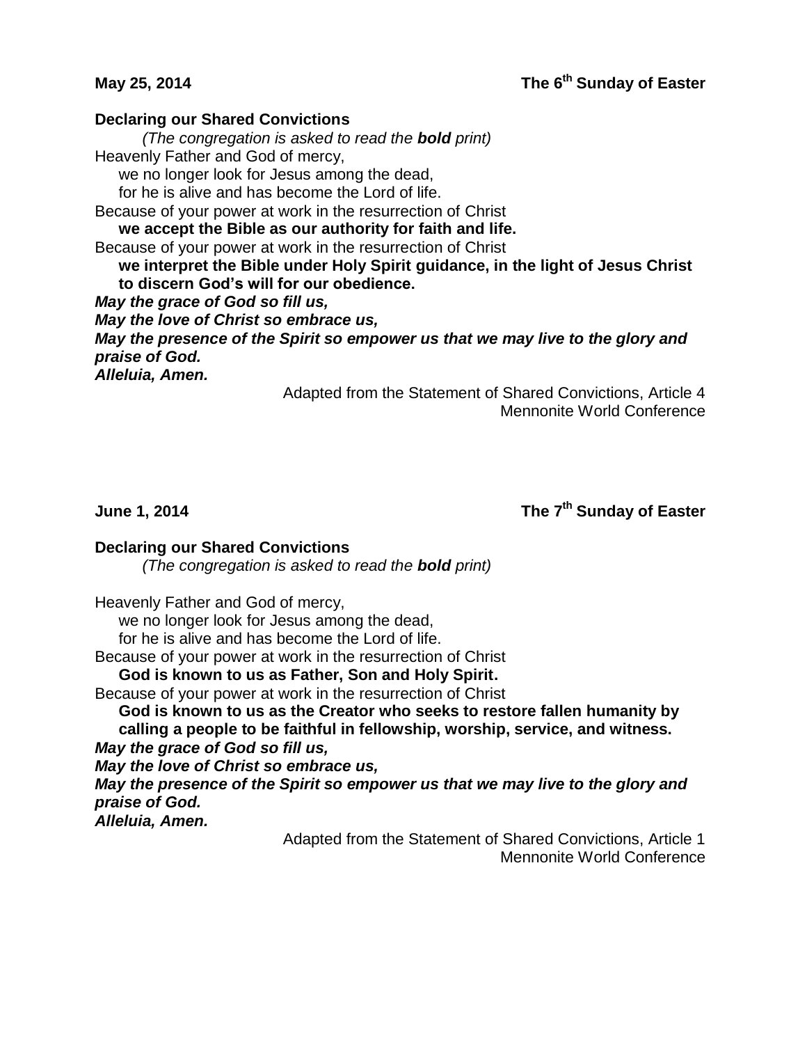**May 25, 2014** **The 6th Sunday of Easter**

**Declaring our Shared Convictions**

*(The congregation is asked to read the **bold** print)*

Heavenly Father and God of mercy,
we no longer look for Jesus among the dead,
for he is alive and has become the Lord of life.
Because of your power at work in the resurrection of Christ
**we accept the Bible as our authority for faith and life.**
Because of your power at work in the resurrection of Christ
**we interpret the Bible under Holy Spirit guidance, in the light of Jesus Christ to discern God's will for our obedience.**
***May the grace of God so fill us,***
***May the love of Christ so embrace us,***
***May the presence of the Spirit so empower us that we may live to the glory and praise of God.***
***Alleluia, Amen.***

Adapted from the Statement of Shared Convictions, Article 4
Mennonite World Conference

**June 1, 2014** **The 7th Sunday of Easter**

**Declaring our Shared Convictions**

*(The congregation is asked to read the **bold** print)*

Heavenly Father and God of mercy,
we no longer look for Jesus among the dead,
for he is alive and has become the Lord of life.
Because of your power at work in the resurrection of Christ
**God is known to us as Father, Son and Holy Spirit.**
Because of your power at work in the resurrection of Christ
**God is known to us as the Creator who seeks to restore fallen humanity by calling a people to be faithful in fellowship, worship, service, and witness.**
***May the grace of God so fill us,***
***May the love of Christ so embrace us,***
***May the presence of the Spirit so empower us that we may live to the glory and praise of God.***
***Alleluia, Amen.***

Adapted from the Statement of Shared Convictions, Article 1
Mennonite World Conference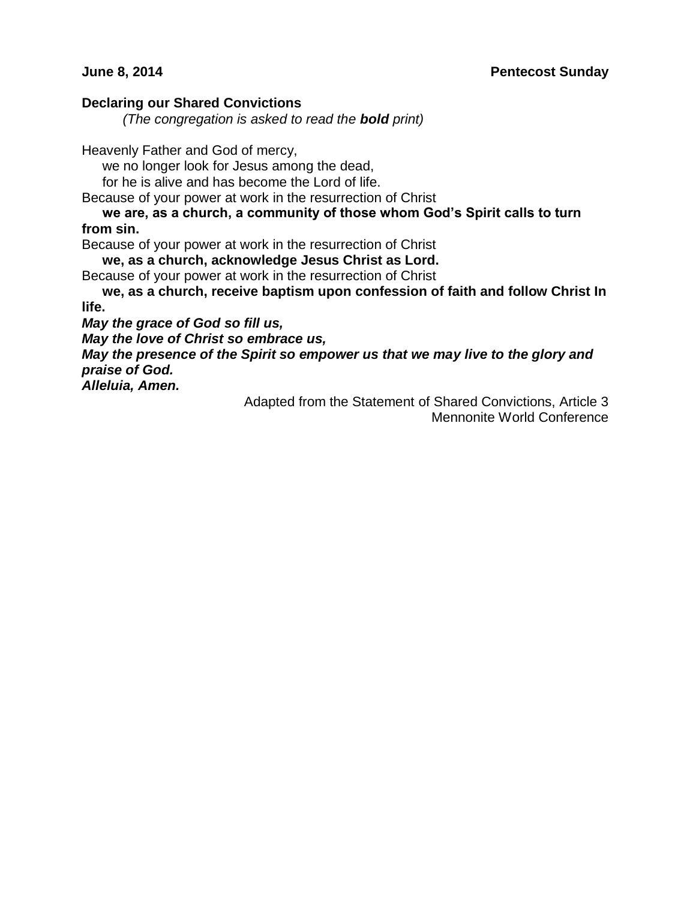**June 8, 2014** **Pentecost Sunday**

**Declaring our Shared Convictions**

*(The congregation is asked to read the* ***bold*** *print)*

Heavenly Father and God of mercy,
we no longer look for Jesus among the dead,
for he is alive and has become the Lord of life.
Because of your power at work in the resurrection of Christ
**we are, as a church, a community of those whom God's Spirit calls to turn from sin.**
Because of your power at work in the resurrection of Christ
**we, as a church, acknowledge Jesus Christ as Lord.**
Because of your power at work in the resurrection of Christ
**we, as a church, receive baptism upon confession of faith and follow Christ In life.**
***May the grace of God so fill us,***
***May the love of Christ so embrace us,***
***May the presence of the Spirit so empower us that we may live to the glory and praise of God.***
***Alleluia, Amen.***

Adapted from the Statement of Shared Convictions, Article 3
Mennonite World Conference